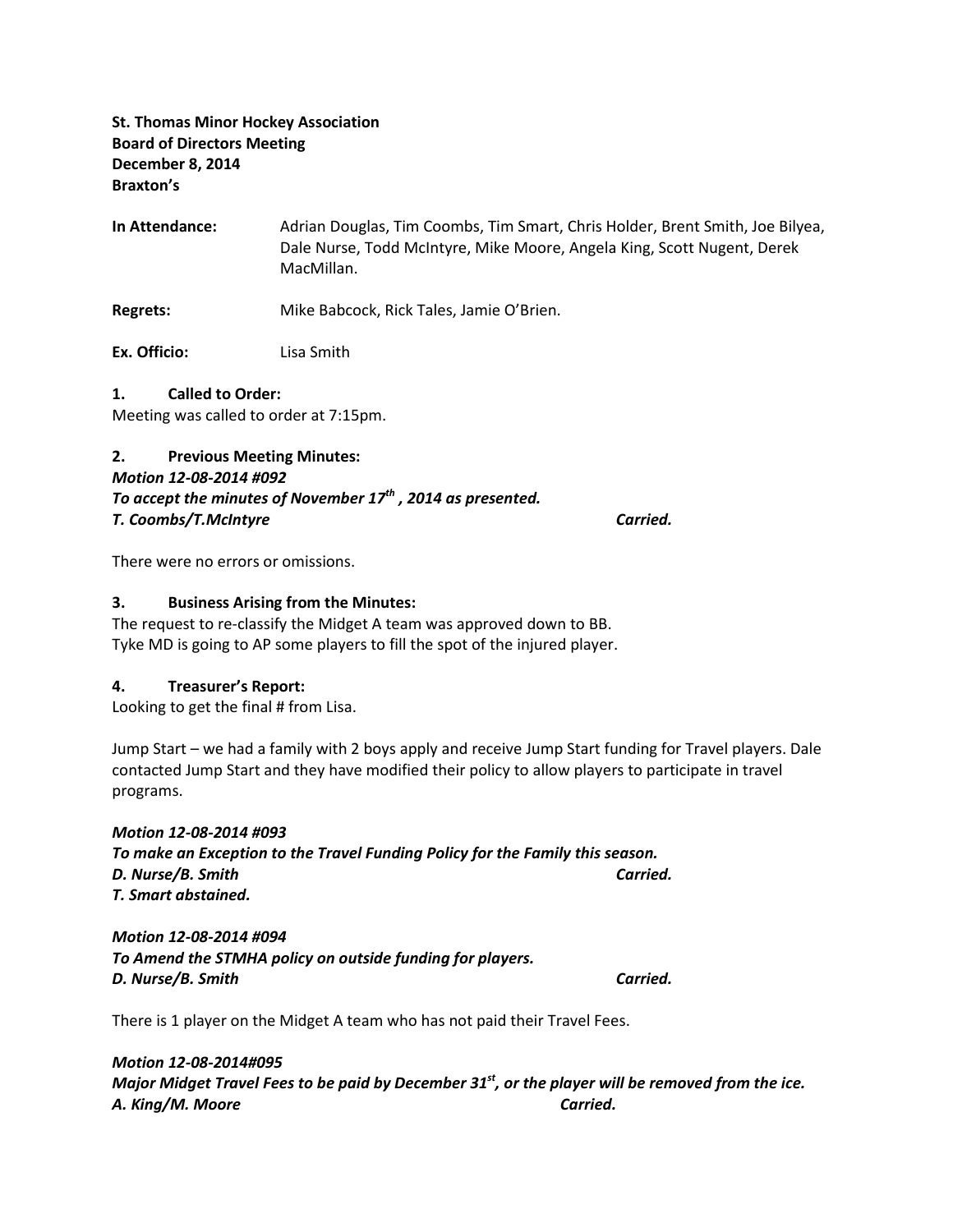**St. Thomas Minor Hockey Association**
**Board of Directors Meeting**
**December 8, 2014**
**Braxton's**

**In Attendance:** Adrian Douglas, Tim Coombs, Tim Smart, Chris Holder, Brent Smith, Joe Bilyea, Dale Nurse, Todd McIntyre, Mike Moore, Angela King, Scott Nugent, Derek MacMillan.

**Regrets:** Mike Babcock, Rick Tales, Jamie O'Brien.

**Ex. Officio:** Lisa Smith

**1. Called to Order:**
Meeting was called to order at 7:15pm.

**2. Previous Meeting Minutes:**
***Motion 12-08-2014 #092***
***To accept the minutes of November 17th , 2014 as presented.***
***T. Coombs/T.McIntyre*** ***Carried.***

There were no errors or omissions.

**3. Business Arising from the Minutes:**
The request to re-classify the Midget A team was approved down to BB.
Tyke MD is going to AP some players to fill the spot of the injured player.

**4. Treasurer's Report:**
Looking to get the final # from Lisa.

Jump Start – we had a family with 2 boys apply and receive Jump Start funding for Travel players. Dale contacted Jump Start and they have modified their policy to allow players to participate in travel programs.

***Motion 12-08-2014 #093***
***To make an Exception to the Travel Funding Policy for the Family this season.***
***D. Nurse/B. Smith*** ***Carried.***
***T. Smart abstained.***

***Motion 12-08-2014 #094***
***To Amend the STMHA policy on outside funding for players.***
***D. Nurse/B. Smith*** ***Carried.***

There is 1 player on the Midget A team who has not paid their Travel Fees.

***Motion 12-08-2014#095***
***Major Midget Travel Fees to be paid by December 31st, or the player will be removed from the ice.***
***A. King/M. Moore*** ***Carried.***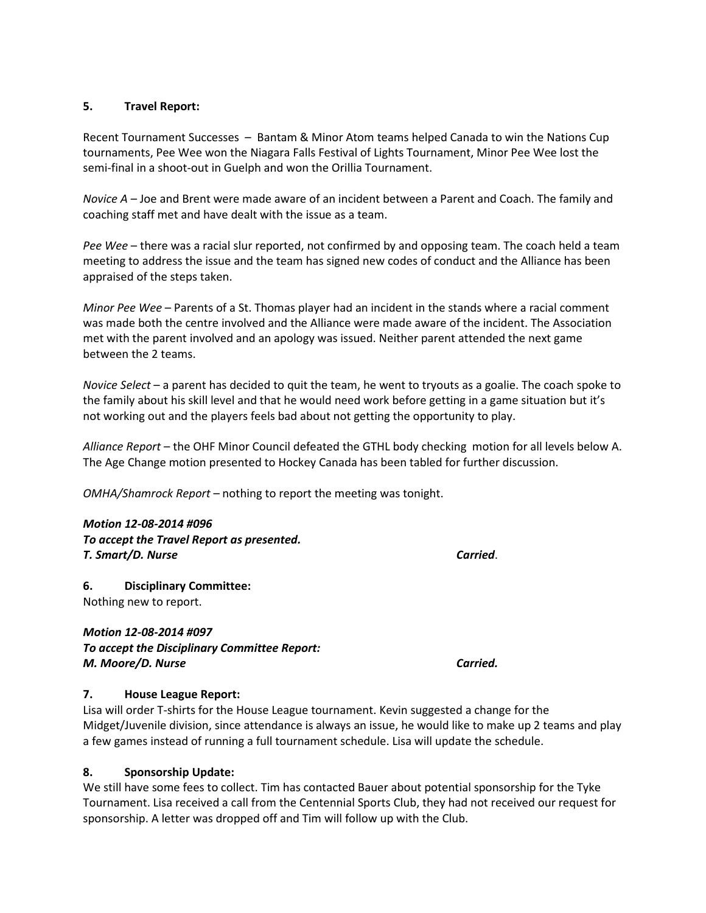**5. Travel Report:**

Recent Tournament Successes – Bantam & Minor Atom teams helped Canada to win the Nations Cup tournaments, Pee Wee won the Niagara Falls Festival of Lights Tournament, Minor Pee Wee lost the semi-final in a shoot-out in Guelph and won the Orillia Tournament.

*Novice A* – Joe and Brent were made aware of an incident between a Parent and Coach. The family and coaching staff met and have dealt with the issue as a team.

*Pee Wee* – there was a racial slur reported, not confirmed by and opposing team. The coach held a team meeting to address the issue and the team has signed new codes of conduct and the Alliance has been appraised of the steps taken.

*Minor Pee Wee* – Parents of a St. Thomas player had an incident in the stands where a racial comment was made both the centre involved and the Alliance were made aware of the incident. The Association met with the parent involved and an apology was issued. Neither parent attended the next game between the 2 teams.

*Novice Select* – a parent has decided to quit the team, he went to tryouts as a goalie. The coach spoke to the family about his skill level and that he would need work before getting in a game situation but it's not working out and the players feels bad about not getting the opportunity to play.

*Alliance Report* – the OHF Minor Council defeated the GTHL body checking motion for all levels below A. The Age Change motion presented to Hockey Canada has been tabled for further discussion.

*OMHA/Shamrock Report* – nothing to report the meeting was tonight.

***Motion 12-08-2014 #096***
***To accept the Travel Report as presented.***
***T. Smart/D. Nurse*** *Carried*.

**6. Disciplinary Committee:**
Nothing new to report.

***Motion 12-08-2014 #097***
***To accept the Disciplinary Committee Report:***
***M. Moore/D. Nurse*** ***Carried.***

**7. House League Report:**
Lisa will order T-shirts for the House League tournament. Kevin suggested a change for the Midget/Juvenile division, since attendance is always an issue, he would like to make up 2 teams and play a few games instead of running a full tournament schedule. Lisa will update the schedule.

**8. Sponsorship Update:**
We still have some fees to collect. Tim has contacted Bauer about potential sponsorship for the Tyke Tournament. Lisa received a call from the Centennial Sports Club, they had not received our request for sponsorship. A letter was dropped off and Tim will follow up with the Club.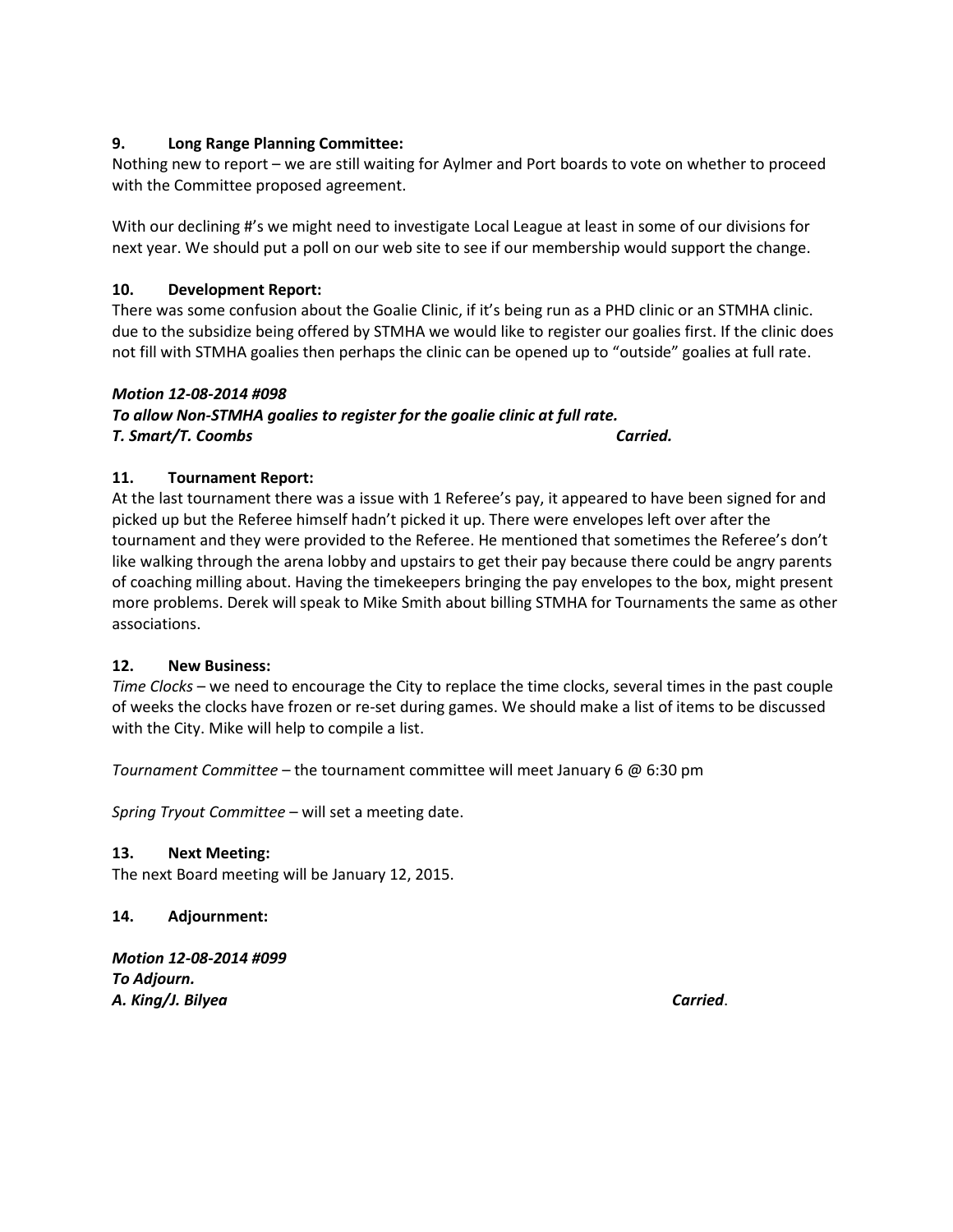**9. Long Range Planning Committee:**

Nothing new to report – we are still waiting for Aylmer and Port boards to vote on whether to proceed with the Committee proposed agreement.

With our declining #'s we might need to investigate Local League at least in some of our divisions for next year. We should put a poll on our web site to see if our membership would support the change.

**10. Development Report:**

There was some confusion about the Goalie Clinic, if it's being run as a PHD clinic or an STMHA clinic. due to the subsidize being offered by STMHA we would like to register our goalies first. If the clinic does not fill with STMHA goalies then perhaps the clinic can be opened up to "outside" goalies at full rate.

***Motion 12-08-2014 #098***
***To allow Non-STMHA goalies to register for the goalie clinic at full rate.***
***T. Smart/T. Coombs Carried.***

**11. Tournament Report:**

At the last tournament there was a issue with 1 Referee's pay, it appeared to have been signed for and picked up but the Referee himself hadn't picked it up. There were envelopes left over after the tournament and they were provided to the Referee. He mentioned that sometimes the Referee's don't like walking through the arena lobby and upstairs to get their pay because there could be angry parents of coaching milling about. Having the timekeepers bringing the pay envelopes to the box, might present more problems. Derek will speak to Mike Smith about billing STMHA for Tournaments the same as other associations.

**12. New Business:**

*Time Clocks* – we need to encourage the City to replace the time clocks, several times in the past couple of weeks the clocks have frozen or re-set during games. We should make a list of items to be discussed with the City. Mike will help to compile a list.

*Tournament Committee* – the tournament committee will meet January 6 @ 6:30 pm

*Spring Tryout Committee* – will set a meeting date.

**13. Next Meeting:**

The next Board meeting will be January 12, 2015.

**14. Adjournment:**

***Motion 12-08-2014 #099***
***To Adjourn.***
***A. King/J. Bilyea Carried.***